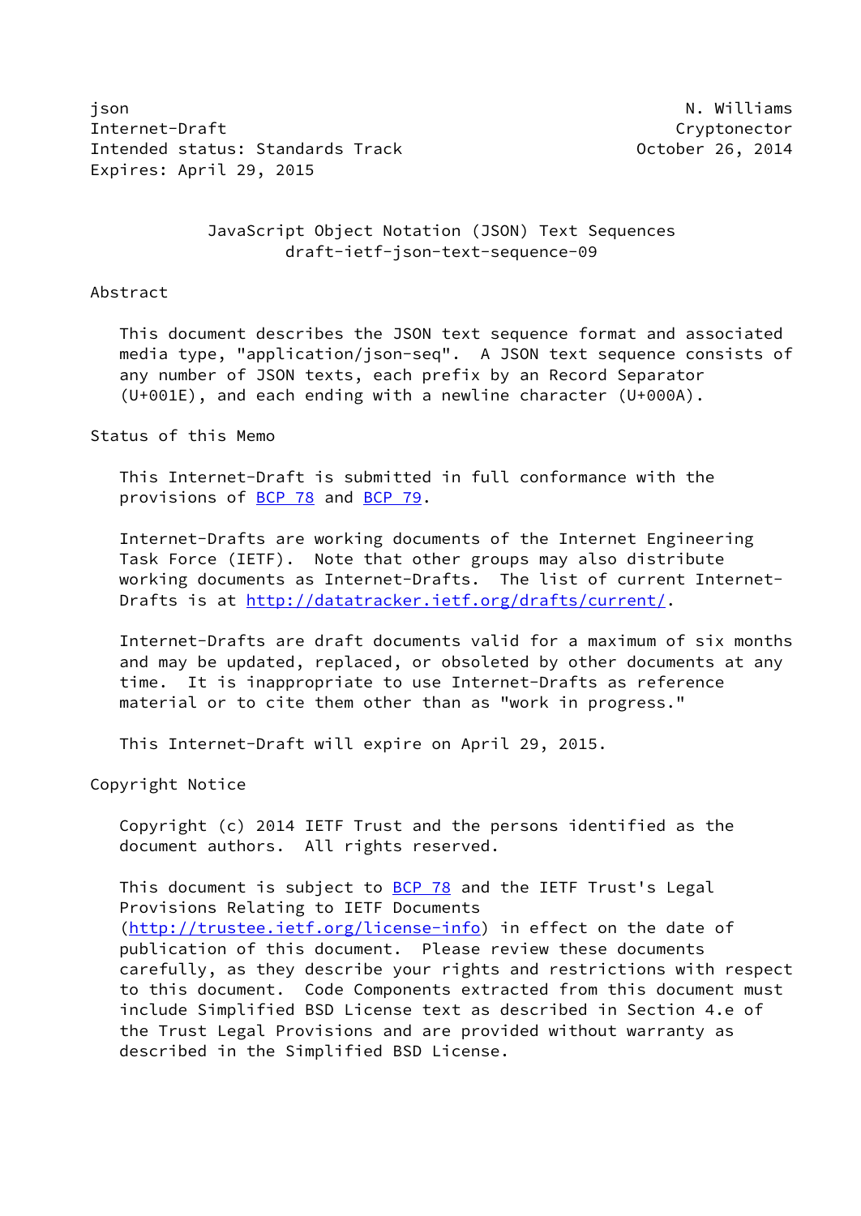json N. Williams
Internet-Draft Cryptonector
Intended status: Standards Track October 26, 2014
Expires: April 29, 2015

# JavaScript Object Notation (JSON) Text Sequences
draft-ietf-json-text-sequence-09

## Abstract

This document describes the JSON text sequence format and associated media type, "application/json-seq". A JSON text sequence consists of any number of JSON texts, each prefix by an Record Separator (U+001E), and each ending with a newline character (U+000A).

## Status of this Memo

This Internet-Draft is submitted in full conformance with the provisions of BCP 78 and BCP 79.

Internet-Drafts are working documents of the Internet Engineering Task Force (IETF). Note that other groups may also distribute working documents as Internet-Drafts. The list of current Internet-Drafts is at http://datatracker.ietf.org/drafts/current/.

Internet-Drafts are draft documents valid for a maximum of six months and may be updated, replaced, or obsoleted by other documents at any time. It is inappropriate to use Internet-Drafts as reference material or to cite them other than as "work in progress."

This Internet-Draft will expire on April 29, 2015.

## Copyright Notice

Copyright (c) 2014 IETF Trust and the persons identified as the document authors. All rights reserved.

This document is subject to BCP 78 and the IETF Trust's Legal Provisions Relating to IETF Documents (http://trustee.ietf.org/license-info) in effect on the date of publication of this document. Please review these documents carefully, as they describe your rights and restrictions with respect to this document. Code Components extracted from this document must include Simplified BSD License text as described in Section 4.e of the Trust Legal Provisions and are provided without warranty as described in the Simplified BSD License.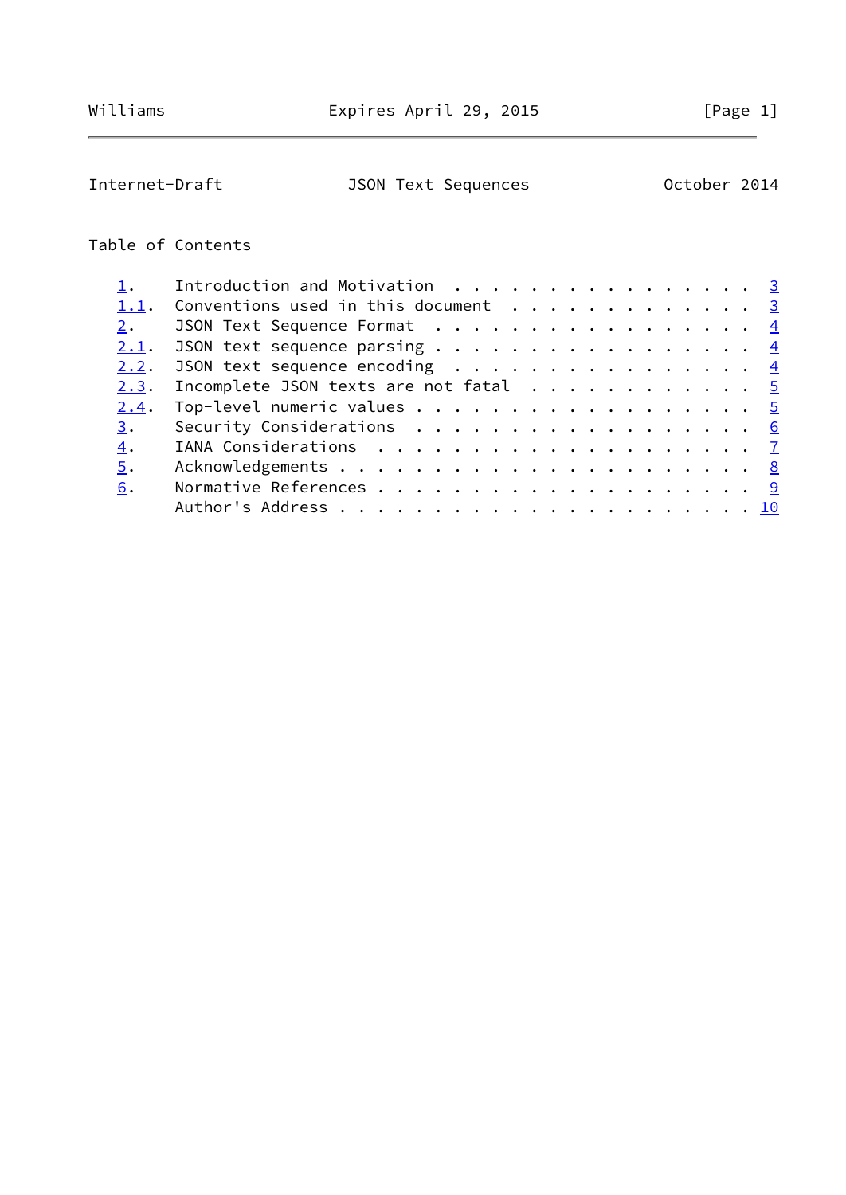## Table of Contents

- 1. Introduction and Motivation . . . . . . . . . . . . . . . . 3
- 1.1. Conventions used in this document . . . . . . . . . . . . . 3
- 2. JSON Text Sequence Format . . . . . . . . . . . . . . . . . 4
- 2.1. JSON text sequence parsing . . . . . . . . . . . . . . . . 4
- 2.2. JSON text sequence encoding . . . . . . . . . . . . . . . . 4
- 2.3. Incomplete JSON texts are not fatal . . . . . . . . . . . . 5
- 2.4. Top-level numeric values . . . . . . . . . . . . . . . . . 5
- 3. Security Considerations . . . . . . . . . . . . . . . . . . 6
- 4. IANA Considerations . . . . . . . . . . . . . . . . . . . . 7
- 5. Acknowledgements . . . . . . . . . . . . . . . . . . . . . . 8
- 6. Normative References . . . . . . . . . . . . . . . . . . . . 9
- Author's Address . . . . . . . . . . . . . . . . . . . . . . . 10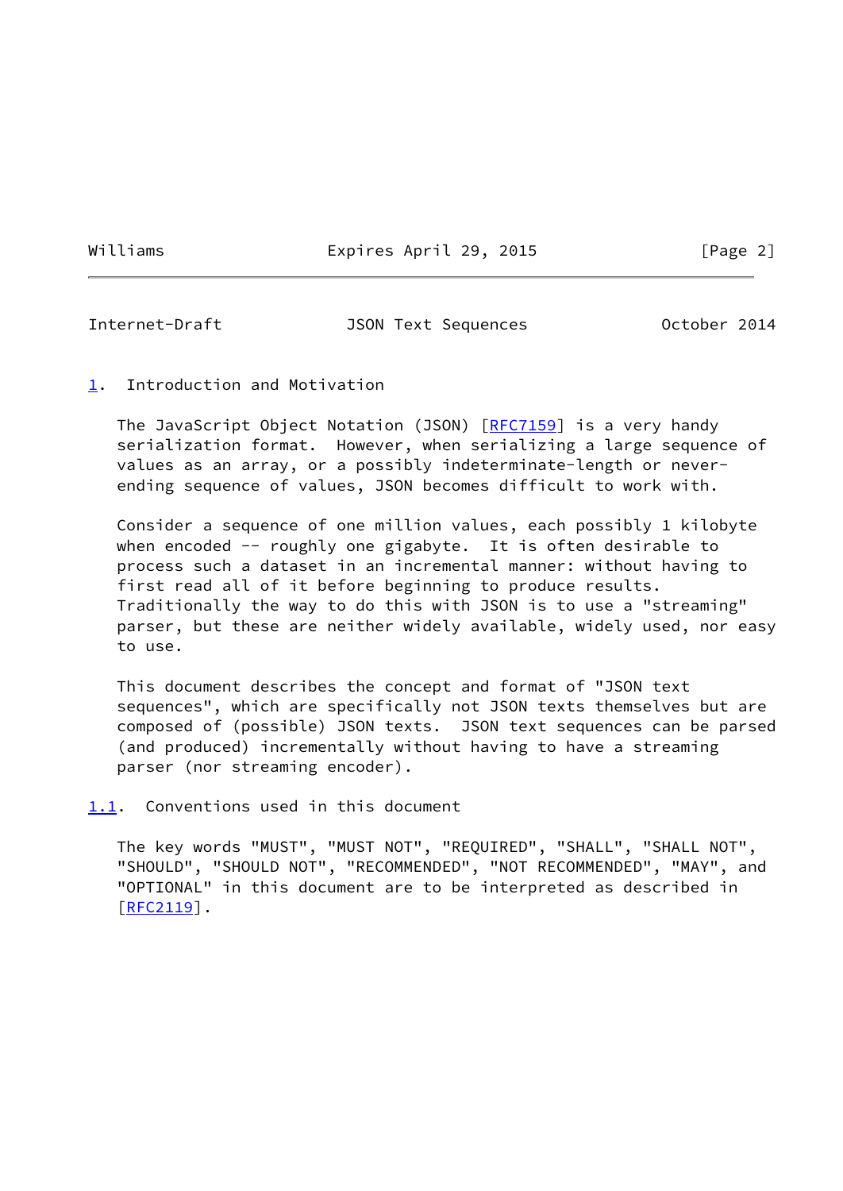## 1. Introduction and Motivation

The JavaScript Object Notation (JSON) [RFC7159] is a very handy serialization format. However, when serializing a large sequence of values as an array, or a possibly indeterminate-length or never-ending sequence of values, JSON becomes difficult to work with.

Consider a sequence of one million values, each possibly 1 kilobyte when encoded -- roughly one gigabyte. It is often desirable to process such a dataset in an incremental manner: without having to first read all of it before beginning to produce results. Traditionally the way to do this with JSON is to use a "streaming" parser, but these are neither widely available, widely used, nor easy to use.

This document describes the concept and format of "JSON text sequences", which are specifically not JSON texts themselves but are composed of (possible) JSON texts. JSON text sequences can be parsed (and produced) incrementally without having to have a streaming parser (nor streaming encoder).

### 1.1. Conventions used in this document

The key words "MUST", "MUST NOT", "REQUIRED", "SHALL", "SHALL NOT", "SHOULD", "SHOULD NOT", "RECOMMENDED", "NOT RECOMMENDED", "MAY", and "OPTIONAL" in this document are to be interpreted as described in [RFC2119].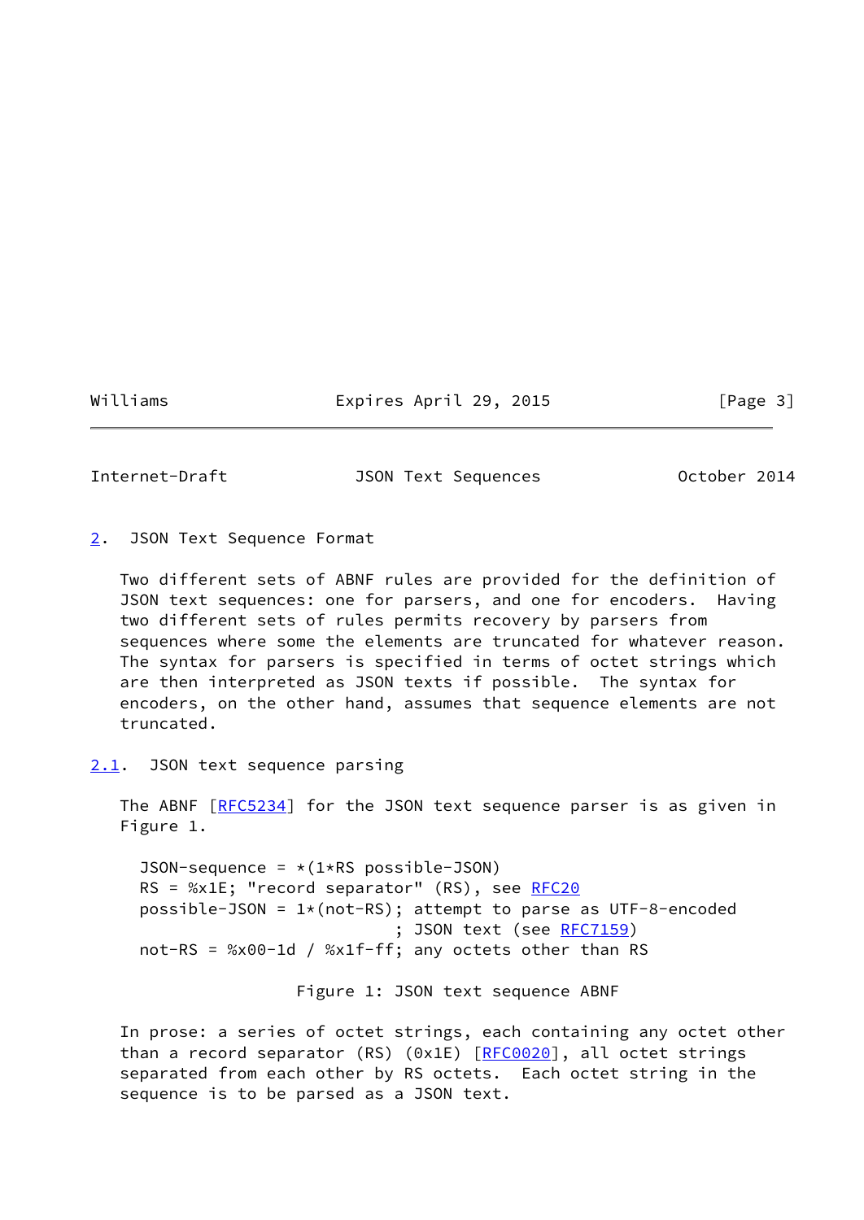## 2. JSON Text Sequence Format

Two different sets of ABNF rules are provided for the definition of JSON text sequences: one for parsers, and one for encoders. Having two different sets of rules permits recovery by parsers from sequences where some the elements are truncated for whatever reason. The syntax for parsers is specified in terms of octet strings which are then interpreted as JSON texts if possible. The syntax for encoders, on the other hand, assumes that sequence elements are not truncated.

### 2.1. JSON text sequence parsing

The ABNF [RFC5234] for the JSON text sequence parser is as given in Figure 1.

```
JSON-sequence = *(1*RS possible-JSON)
RS = %x1E; "record separator" (RS), see RFC20
possible-JSON = 1*(not-RS); attempt to parse as UTF-8-encoded
                          ; JSON text (see RFC7159)
not-RS = %x00-1d / %x1f-ff; any octets other than RS
```

Figure 1: JSON text sequence ABNF

In prose: a series of octet strings, each containing any octet other than a record separator (RS) (0x1E) [RFC0020], all octet strings separated from each other by RS octets. Each octet string in the sequence is to be parsed as a JSON text.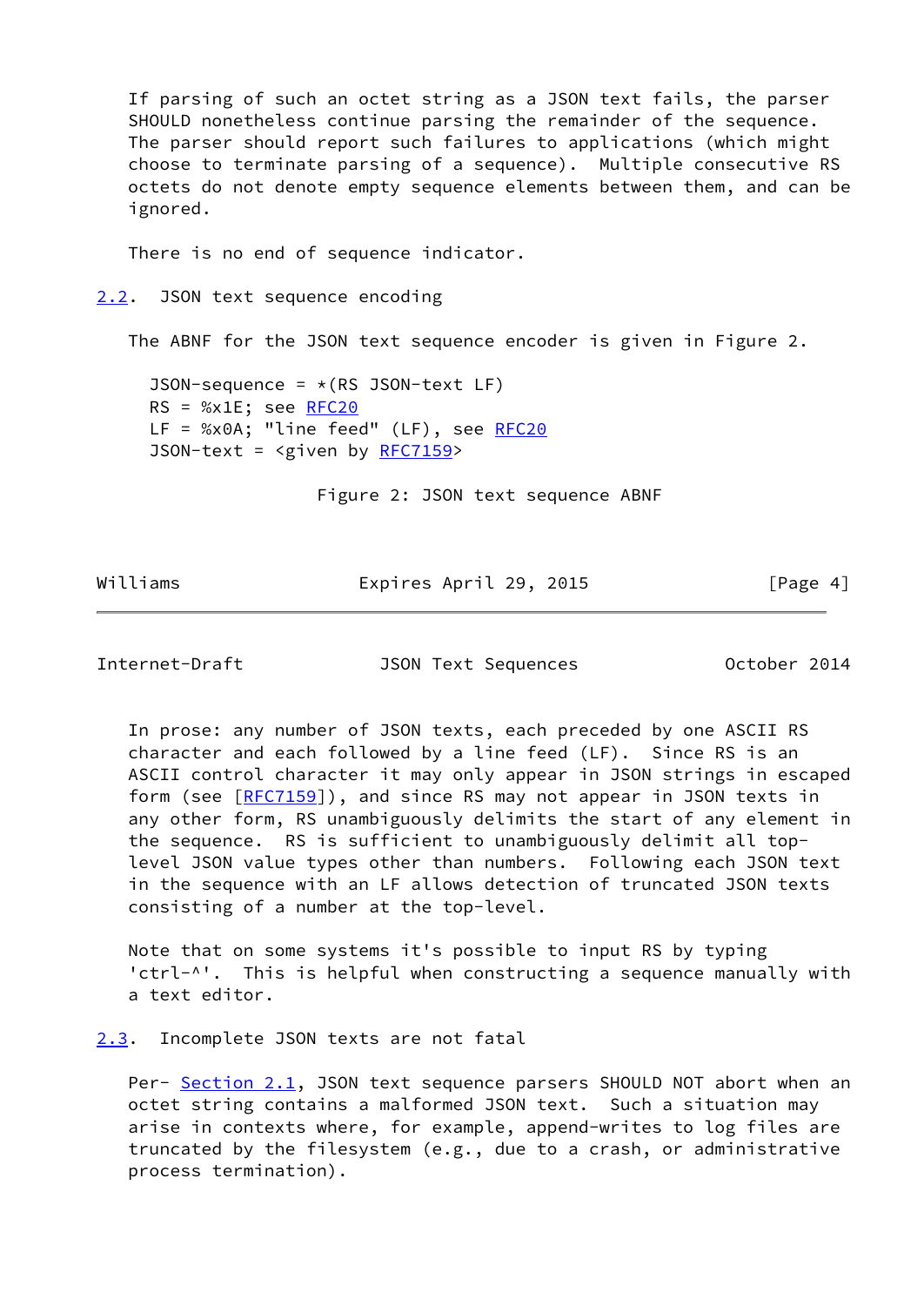If parsing of such an octet string as a JSON text fails, the parser SHOULD nonetheless continue parsing the remainder of the sequence. The parser should report such failures to applications (which might choose to terminate parsing of a sequence). Multiple consecutive RS octets do not denote empty sequence elements between them, and can be ignored.

There is no end of sequence indicator.

## 2.2. JSON text sequence encoding

The ABNF for the JSON text sequence encoder is given in Figure 2.

```
JSON-sequence = *(RS JSON-text LF)
RS = %x1E; see RFC20
LF = %x0A; "line feed" (LF), see RFC20
JSON-text = <given by RFC7159>
```

Figure 2: JSON text sequence ABNF

In prose: any number of JSON texts, each preceded by one ASCII RS character and each followed by a line feed (LF). Since RS is an ASCII control character it may only appear in JSON strings in escaped form (see [RFC7159]), and since RS may not appear in JSON texts in any other form, RS unambiguously delimits the start of any element in the sequence. RS is sufficient to unambiguously delimit all top-level JSON value types other than numbers. Following each JSON text in the sequence with an LF allows detection of truncated JSON texts consisting of a number at the top-level.

Note that on some systems it's possible to input RS by typing 'ctrl-^'. This is helpful when constructing a sequence manually with a text editor.

## 2.3. Incomplete JSON texts are not fatal

Per- Section 2.1, JSON text sequence parsers SHOULD NOT abort when an octet string contains a malformed JSON text. Such a situation may arise in contexts where, for example, append-writes to log files are truncated by the filesystem (e.g., due to a crash, or administrative process termination).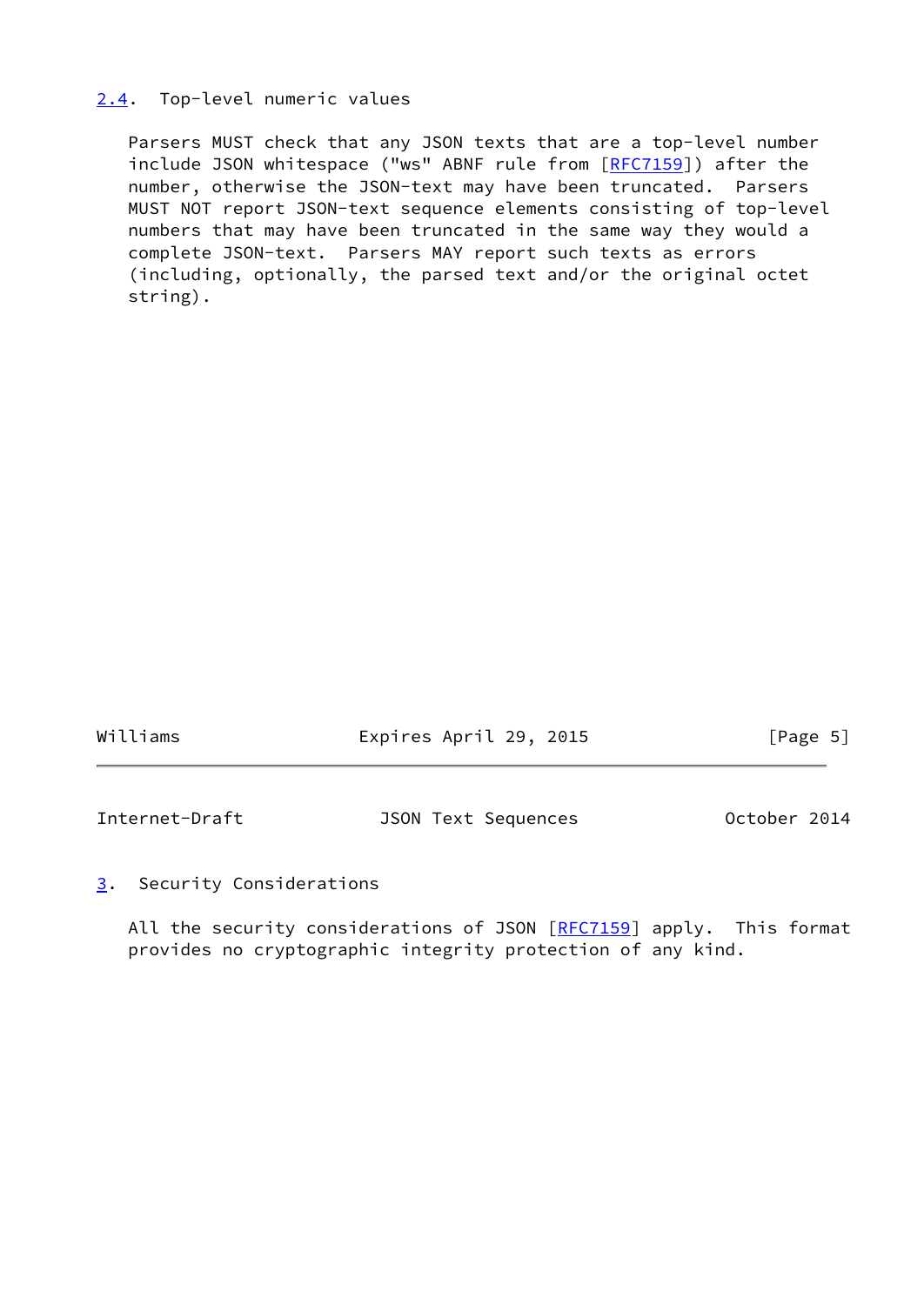## 2.4. Top-level numeric values

Parsers MUST check that any JSON texts that are a top-level number include JSON whitespace ("ws" ABNF rule from [RFC7159]) after the number, otherwise the JSON-text may have been truncated. Parsers MUST NOT report JSON-text sequence elements consisting of top-level numbers that may have been truncated in the same way they would a complete JSON-text. Parsers MAY report such texts as errors (including, optionally, the parsed text and/or the original octet string).

# 3. Security Considerations

All the security considerations of JSON [RFC7159] apply. This format provides no cryptographic integrity protection of any kind.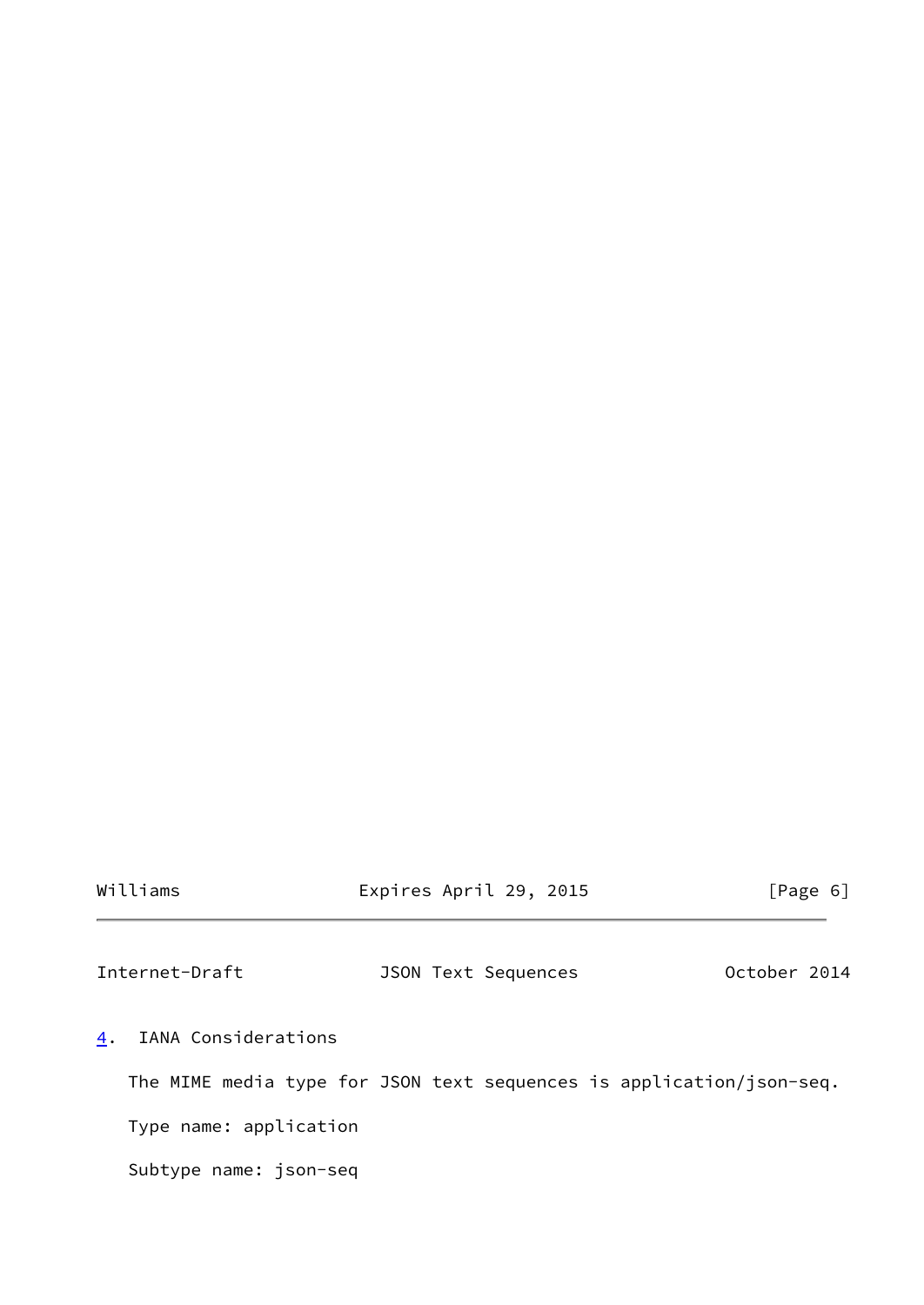## 4. IANA Considerations

The MIME media type for JSON text sequences is application/json-seq.

Type name: application

Subtype name: json-seq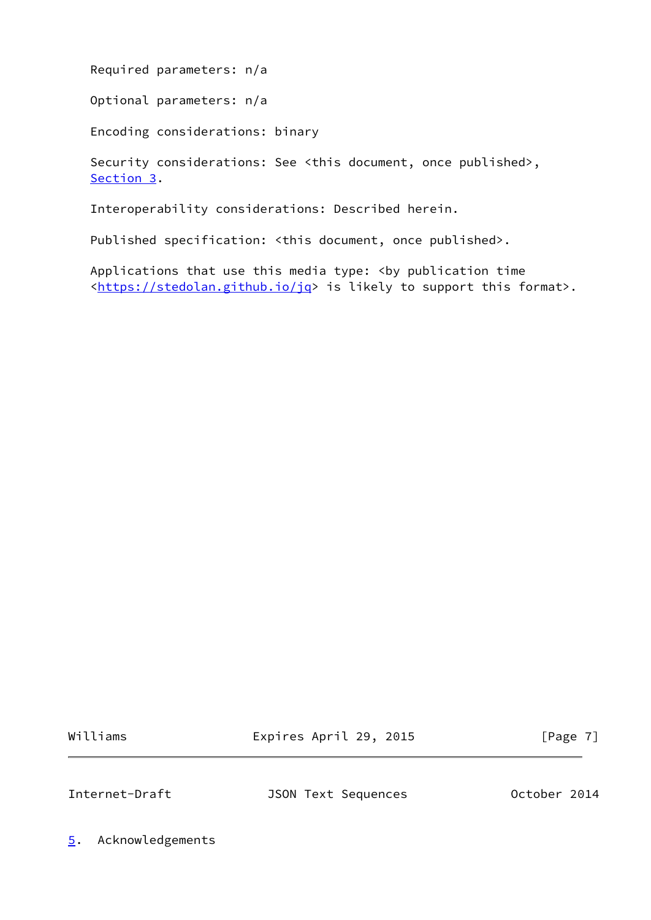Required parameters: n/a

Optional parameters: n/a

Encoding considerations: binary

Security considerations: See <this document, once published>, Section 3.

Interoperability considerations: Described herein.

Published specification: <this document, once published>.

Applications that use this media type: <by publication time <https://stedolan.github.io/jq> is likely to support this format>.

## 5. Acknowledgements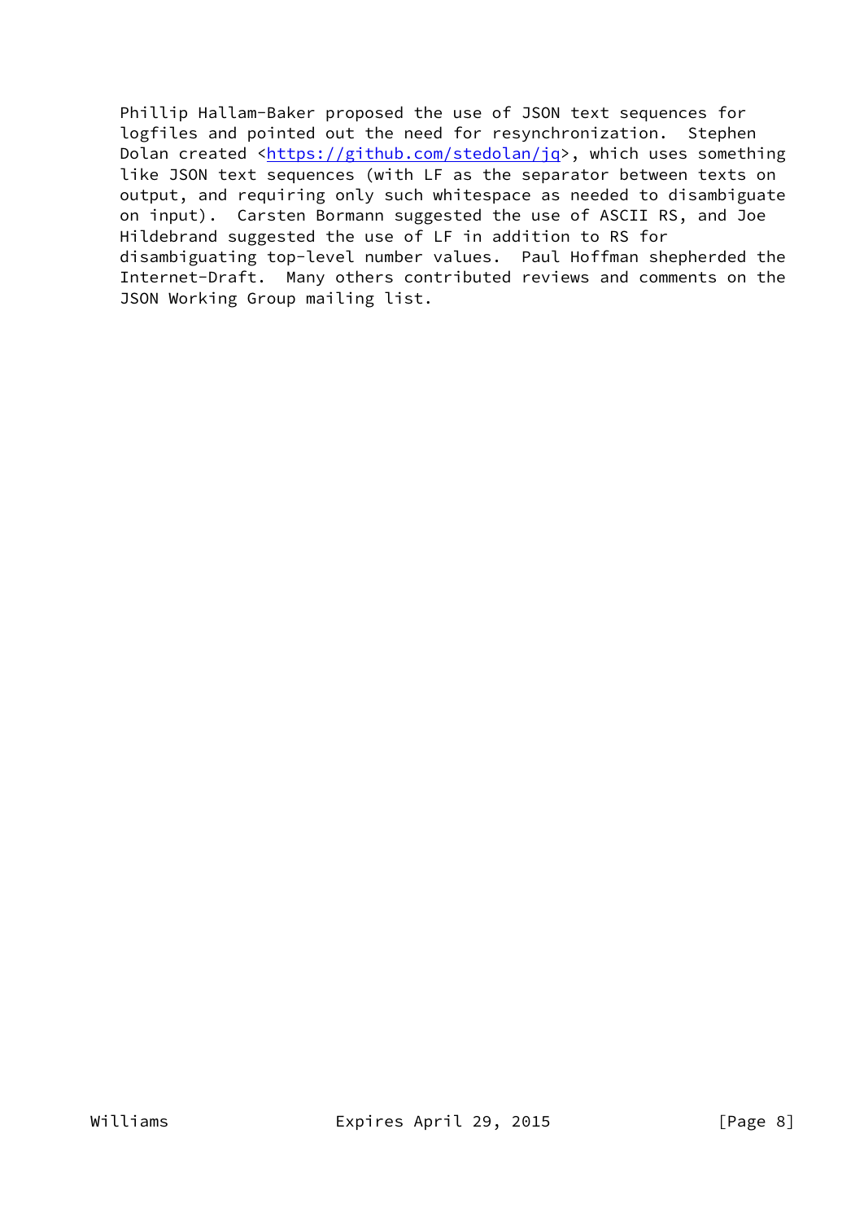Phillip Hallam-Baker proposed the use of JSON text sequences for logfiles and pointed out the need for resynchronization. Stephen Dolan created <https://github.com/stedolan/jq>, which uses something like JSON text sequences (with LF as the separator between texts on output, and requiring only such whitespace as needed to disambiguate on input). Carsten Bormann suggested the use of ASCII RS, and Joe Hildebrand suggested the use of LF in addition to RS for disambiguating top-level number values. Paul Hoffman shepherded the Internet-Draft. Many others contributed reviews and comments on the JSON Working Group mailing list.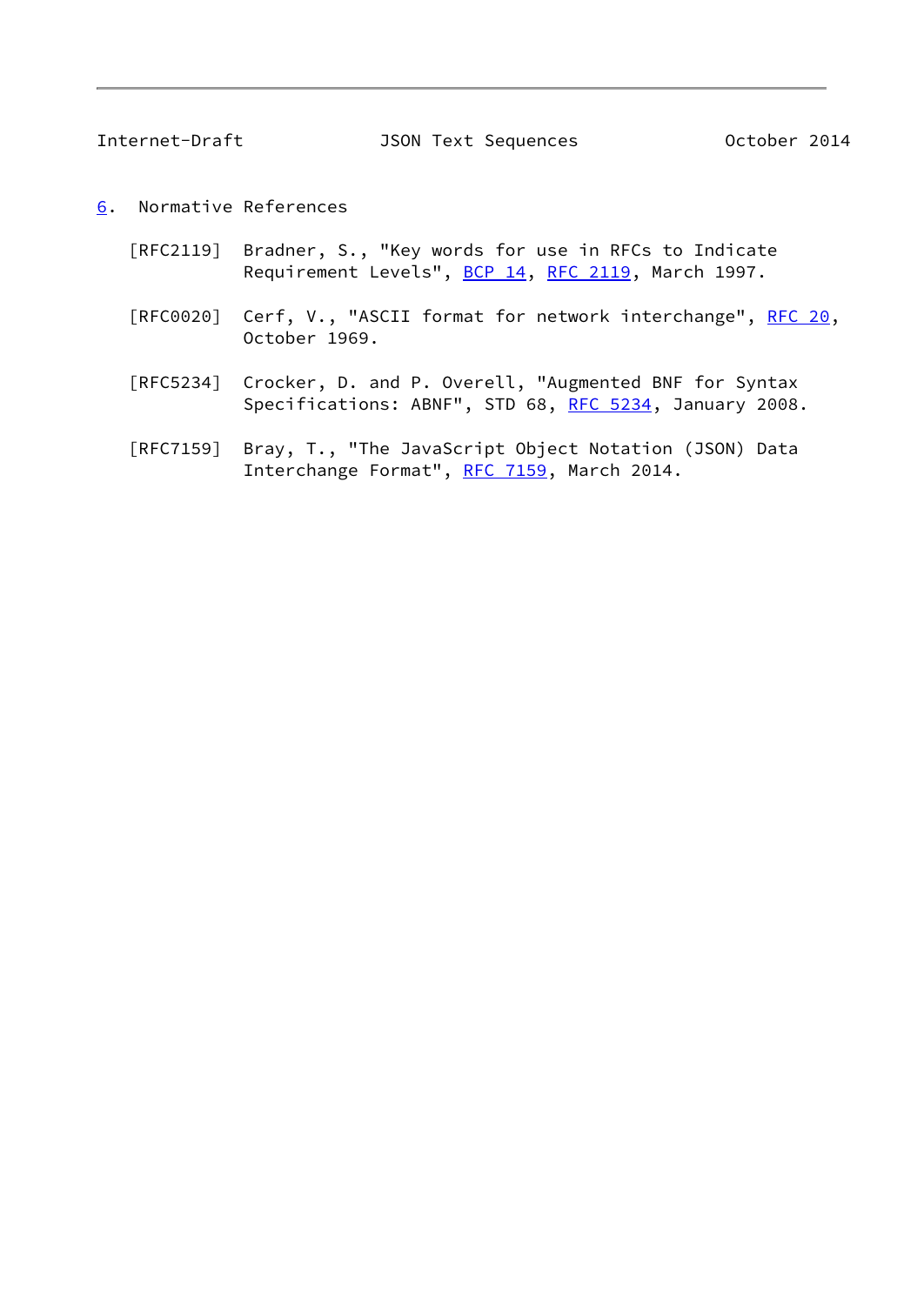## 6. Normative References

[RFC2119] Bradner, S., "Key words for use in RFCs to Indicate Requirement Levels", BCP 14, RFC 2119, March 1997.

[RFC0020] Cerf, V., "ASCII format for network interchange", RFC 20, October 1969.

[RFC5234] Crocker, D. and P. Overell, "Augmented BNF for Syntax Specifications: ABNF", STD 68, RFC 5234, January 2008.

[RFC7159] Bray, T., "The JavaScript Object Notation (JSON) Data Interchange Format", RFC 7159, March 2014.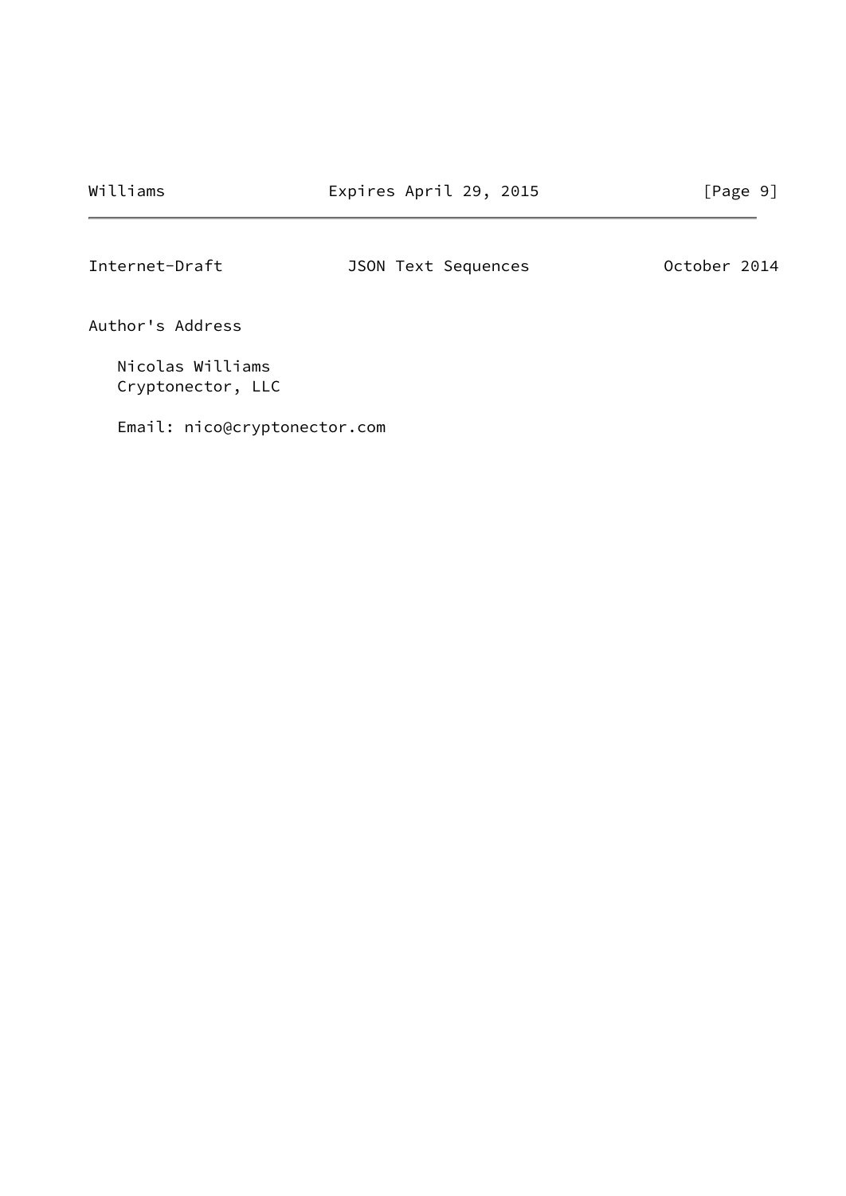## Author's Address

Nicolas Williams
Cryptonector, LLC

Email: nico@cryptonector.com